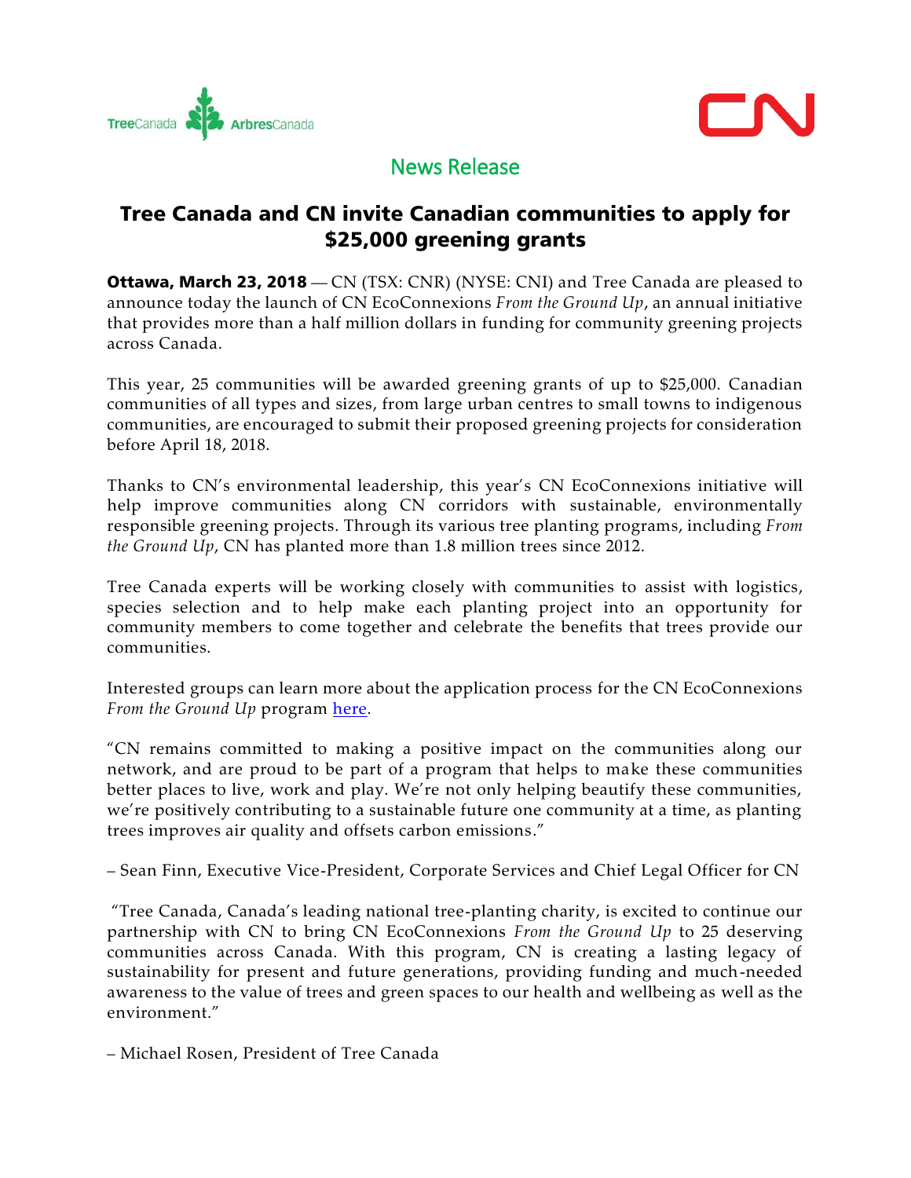TreeCanada ArbresCanada

CN

News Release

# Tree Canada and CN invite Canadian communities to apply for $25,000 greening grants

**Ottawa, March 23, 2018** — CN (TSX: CNR) (NYSE: CNI) and Tree Canada are pleased to announce today the launch of CN EcoConnexions *From the Ground Up*, an annual initiative that provides more than a half million dollars in funding for community greening projects across Canada.

This year, 25 communities will be awarded greening grants of up to $25,000. Canadian communities of all types and sizes, from large urban centres to small towns to indigenous communities, are encouraged to submit their proposed greening projects for consideration before April 18, 2018.

Thanks to CN's environmental leadership, this year's CN EcoConnexions initiative will help improve communities along CN corridors with sustainable, environmentally responsible greening projects. Through its various tree planting programs, including *From the Ground Up*, CN has planted more than 1.8 million trees since 2012.

Tree Canada experts will be working closely with communities to assist with logistics, species selection and to help make each planting project into an opportunity for community members to come together and celebrate the benefits that trees provide our communities.

Interested groups can learn more about the application process for the CN EcoConnexions *From the Ground Up* program here.

"CN remains committed to making a positive impact on the communities along our network, and are proud to be part of a program that helps to make these communities better places to live, work and play. We're not only helping beautify these communities, we're positively contributing to a sustainable future one community at a time, as planting trees improves air quality and offsets carbon emissions."

– Sean Finn, Executive Vice-President, Corporate Services and Chief Legal Officer for CN

"Tree Canada, Canada's leading national tree-planting charity, is excited to continue our partnership with CN to bring CN EcoConnexions *From the Ground Up* to 25 deserving communities across Canada. With this program, CN is creating a lasting legacy of sustainability for present and future generations, providing funding and much-needed awareness to the value of trees and green spaces to our health and wellbeing as well as the environment."

– Michael Rosen, President of Tree Canada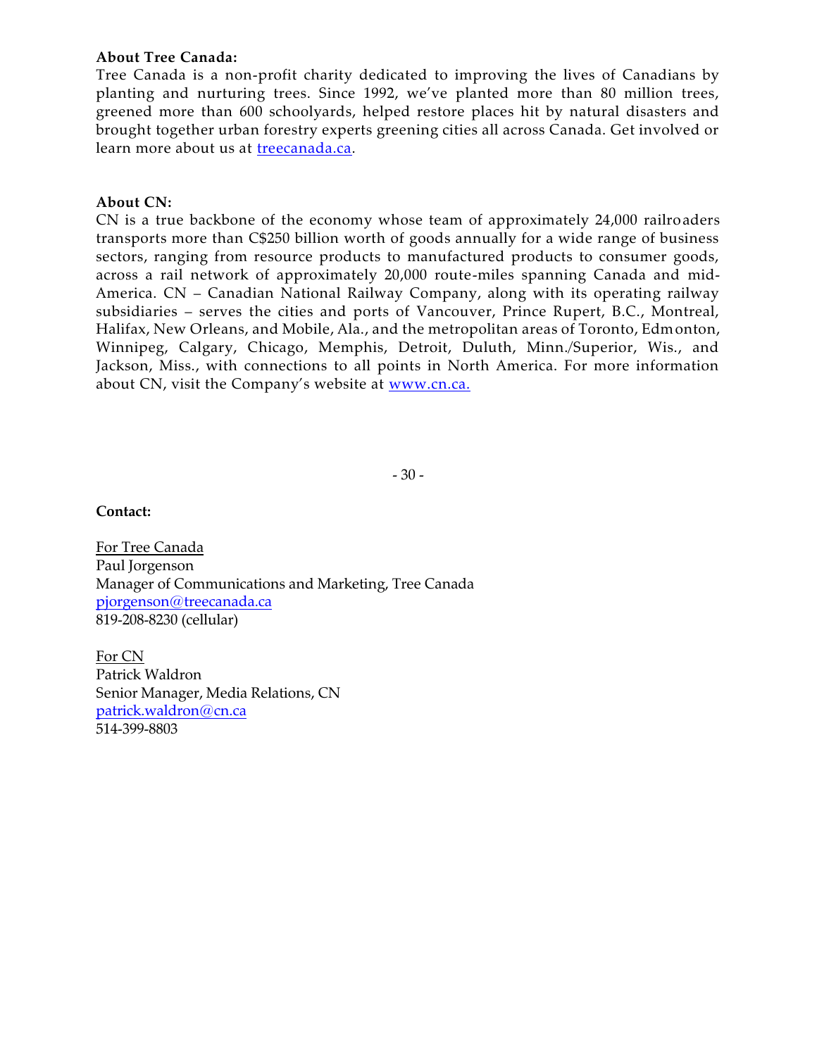**About Tree Canada:**
Tree Canada is a non-profit charity dedicated to improving the lives of Canadians by planting and nurturing trees. Since 1992, we've planted more than 80 million trees, greened more than 600 schoolyards, helped restore places hit by natural disasters and brought together urban forestry experts greening cities all across Canada. Get involved or learn more about us at [treecanada.ca](treecanada.ca).

**About CN:**
CN is a true backbone of the economy whose team of approximately 24,000 railroaders transports more than C$250 billion worth of goods annually for a wide range of business sectors, ranging from resource products to manufactured products to consumer goods, across a rail network of approximately 20,000 route-miles spanning Canada and mid-America. CN – Canadian National Railway Company, along with its operating railway subsidiaries – serves the cities and ports of Vancouver, Prince Rupert, B.C., Montreal, Halifax, New Orleans, and Mobile, Ala., and the metropolitan areas of Toronto, Edmonton, Winnipeg, Calgary, Chicago, Memphis, Detroit, Duluth, Minn./Superior, Wis., and Jackson, Miss., with connections to all points in North America. For more information about CN, visit the Company's website at [www.cn.ca.](www.cn.ca)

- 30 -

**Contact:**

For Tree Canada
Paul Jorgenson
Manager of Communications and Marketing, Tree Canada
pjorgenson@treecanada.ca
819-208-8230 (cellular)

For CN
Patrick Waldron
Senior Manager, Media Relations, CN
patrick.waldron@cn.ca
514-399-8803